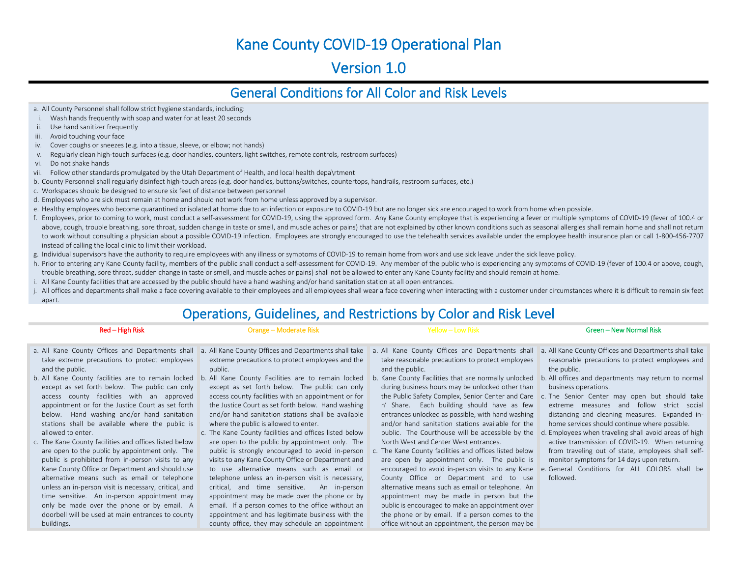# Kane County COVID-19 Operational Plan

# Version 1.0

## General Conditions for All Color and Risk Levels

a. All County Personnel shall follow strict hygiene standards, including:
   i. Wash hands frequently with soap and water for at least 20 seconds
   ii. Use hand sanitizer frequently
   iii. Avoid touching your face
   iv. Cover coughs or sneezes (e.g. into a tissue, sleeve, or elbow; not hands)
   v. Regularly clean high-touch surfaces (e.g. door handles, counters, light switches, remote controls, restroom surfaces)
   vi. Do not shake hands
   vii. Follow other standards promulgated by the Utah Department of Health, and local health depa\rtment

b. County Personnel shall regularly disinfect high-touch areas (e.g. door handles, buttons/switches, countertops, handrails, restroom surfaces, etc.)

c. Workspaces should be designed to ensure six feet of distance between personnel

d. Employees who are sick must remain at home and should not work from home unless approved by a supervisor.

e. Healthy employees who become quarantined or isolated at home due to an infection or exposure to COVID-19 but are no longer sick are encouraged to work from home when possible.

f. Employees, prior to coming to work, must conduct a self-assessment for COVID-19, using the approved form. Any Kane County employee that is experiencing a fever or multiple symptoms of COVID-19 (fever of 100.4 or above, cough, trouble breathing, sore throat, sudden change in taste or smell, and muscle aches or pains) that are not explained by other known conditions such as seasonal allergies shall remain home and shall not return to work without consulting a physician about a possible COVID-19 infection. Employees are strongly encouraged to use the telehealth services available under the employee health insurance plan or call 1-800-456-7707 instead of calling the local clinic to limit their workload.

g. Individual supervisors have the authority to require employees with any illness or symptoms of COVID-19 to remain home from work and use sick leave under the sick leave policy.

h. Prior to entering any Kane County facility, members of the public shall conduct a self-assessment for COVID-19. Any member of the public who is experiencing any symptoms of COVID-19 (fever of 100.4 or above, cough, trouble breathing, sore throat, sudden change in taste or smell, and muscle aches or pains) shall not be allowed to enter any Kane County facility and should remain at home.

i. All Kane County facilities that are accessed by the public should have a hand washing and/or hand sanitation station at all open entrances.

j. All offices and departments shall make a face covering available to their employees and all employees shall wear a face covering when interacting with a customer under circumstances where it is difficult to remain six feet apart.

## Operations, Guidelines, and Restrictions by Color and Risk Level

| Red – High Risk | Orange – Moderate Risk | Yellow – Low Risk | Green – New Normal Risk |
|---|---|---|---|
| a. All Kane County Offices and Departments shall take extreme precautions to protect employees and the public.<br>b. All Kane County facilities are to remain locked except as set forth below. The public can only access county facilities with an approved appointment or for the Justice Court as set forth below. Hand washing and/or hand sanitation stations shall be available where the public is allowed to enter.<br>c. The Kane County facilities and offices listed below are open to the public by appointment only. The public is prohibited from in-person visits to any Kane County Office or Department and should use alternative means such as email or telephone unless an in-person visit is necessary, critical, and time sensitive. An in-person appointment may only be made over the phone or by email. A doorbell will be used at main entrances to county buildings. | a. All Kane County Offices and Departments shall take extreme precautions to protect employees and the public.<br>b. All Kane County Facilities are to remain locked except as set forth below. The public can only access county facilities with an appointment or for the Justice Court as set forth below. Hand washing and/or hand sanitation stations shall be available where the public is allowed to enter.<br>c. The Kane County facilities and offices listed below are open to the public by appointment only. The public is strongly encouraged to avoid in-person visits to any Kane County Office or Department and to use alternative means such as email or telephone unless an in-person visit is necessary, critical, and time sensitive. An in-person appointment may be made over the phone or by email. If a person comes to the office without an appointment and has legitimate business with the county office, they may schedule an appointment | a. All Kane County Offices and Departments shall take reasonable precautions to protect employees and the public.<br>b. Kane County Facilities that are normally unlocked during business hours may be unlocked other than the Public Safety Complex, Senior Center and Care n' Share. Each building should have as few entrances unlocked as possible, with hand washing and/or hand sanitation stations available for the public. The Courthouse will be accessible by the North West and Center West entrances.<br>c. The Kane County facilities and offices listed below are open by appointment only. The public is encouraged to avoid in-person visits to any Kane County Office or Department and to use alternative means such as email or telephone. An appointment may be made in person but the public is encouraged to make an appointment over the phone or by email. If a person comes to the office without an appointment, the person may be | a. All Kane County Offices and Departments shall take reasonable precautions to protect employees and the public.<br>b. All offices and departments may return to normal business operations.<br>c. The Senior Center may open but should take extreme measures and follow strict social distancing and cleaning measures. Expanded in-home services should continue where possible.<br>d. Employees when traveling shall avoid areas of high active transmission of COVID-19. When returning from traveling out of state, employees shall self-monitor symptoms for 14 days upon return.<br>e. General Conditions for ALL COLORS shall be followed. |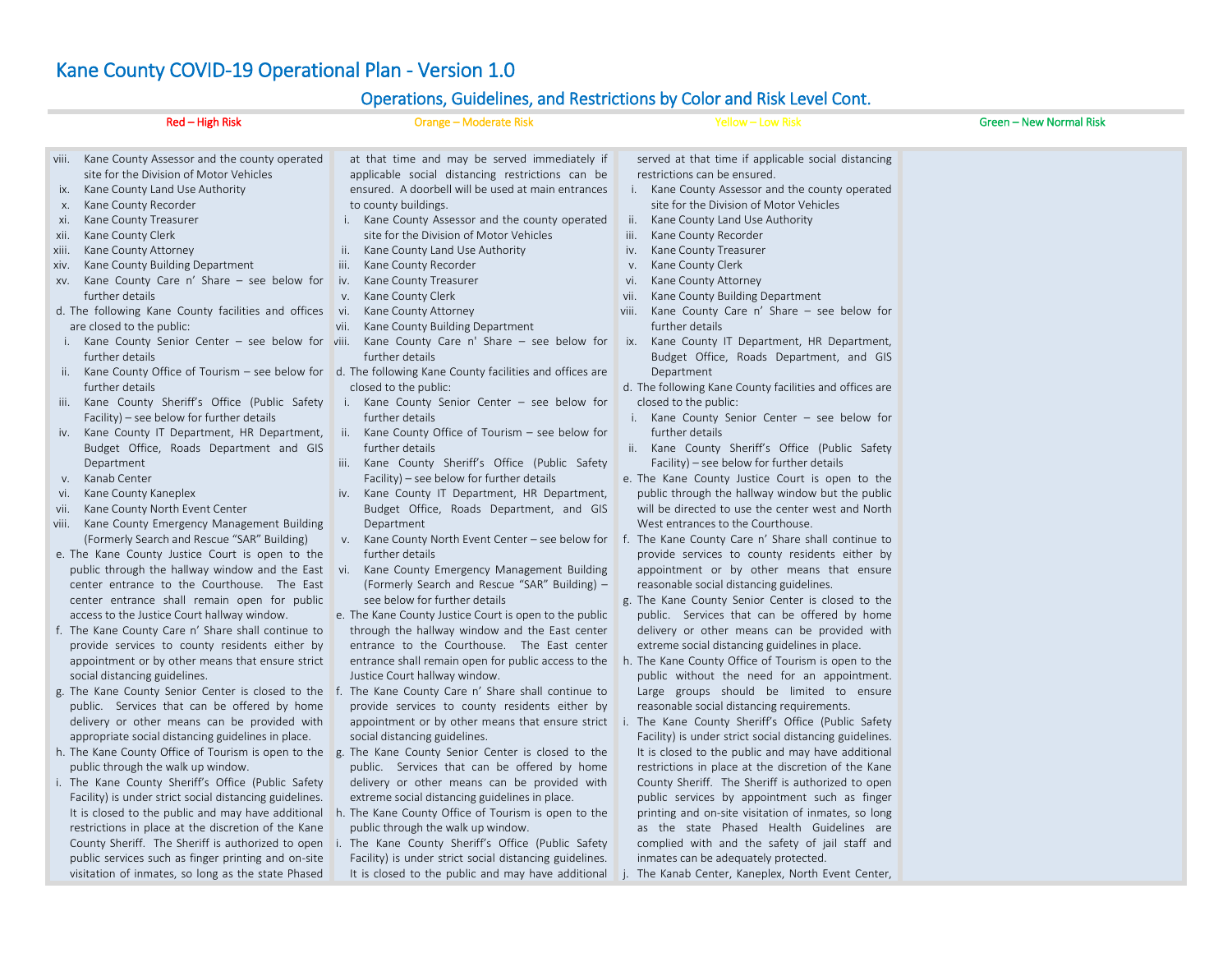# Kane County COVID-19 Operational Plan - Version 1.0

## Operations, Guidelines, and Restrictions by Color and Risk Level Cont.

| Red – High Risk | Orange – Moderate Risk | Yellow – Low Risk | Green – New Normal Risk |
|---|---|---|---|
| viii. Kane County Assessor and the county operated site for the Division of Motor Vehicles<br>ix. Kane County Land Use Authority<br>x. Kane County Recorder<br>xi. Kane County Treasurer<br>xii. Kane County Clerk<br>xiii. Kane County Attorney<br>xiv. Kane County Building Department<br>xv. Kane County Care n' Share – see below for further details<br>d. The following Kane County facilities and offices are closed to the public:<br>i. Kane County Senior Center – see below for further details<br>ii. Kane County Office of Tourism – see below for further details<br>iii. Kane County Sheriff's Office (Public Safety Facility) – see below for further details<br>iv. Kane County IT Department, HR Department, Budget Office, Roads Department and GIS Department<br>v. Kanab Center<br>vi. Kane County Kaneplex<br>vii. Kane County North Event Center<br>viii. Kane County Emergency Management Building (Formerly Search and Rescue "SAR" Building)<br>e. The Kane County Justice Court is open to the public through the hallway window and the East center entrance to the Courthouse. The East center entrance shall remain open for public access to the Justice Court hallway window.<br>f. The Kane County Care n' Share shall continue to provide services to county residents either by appointment or by other means that ensure strict social distancing guidelines.<br>g. The Kane County Senior Center is closed to the public. Services that can be offered by home delivery or other means can be provided with appropriate social distancing guidelines in place.<br>h. The Kane County Office of Tourism is open to the public through the walk up window.<br>i. The Kane County Sheriff's Office (Public Safety Facility) is under strict social distancing guidelines. It is closed to the public and may have additional restrictions in place at the discretion of the Kane County Sheriff. The Sheriff is authorized to open public services such as finger printing and on-site visitation of inmates, so long as the state Phased | at that time and may be served immediately if applicable social distancing restrictions can be ensured. A doorbell will be used at main entrances to county buildings.<br>i. Kane County Assessor and the county operated site for the Division of Motor Vehicles<br>ii. Kane County Land Use Authority<br>iii. Kane County Recorder<br>iv. Kane County Treasurer<br>v. Kane County Clerk<br>vi. Kane County Attorney<br>vii. Kane County Building Department<br>viii. Kane County Care n' Share – see below for further details<br>d. The following Kane County facilities and offices are closed to the public:<br>i. Kane County Senior Center – see below for further details<br>ii. Kane County Office of Tourism – see below for further details<br>iii. Kane County Sheriff's Office (Public Safety Facility) – see below for further details<br>iv. Kane County IT Department, HR Department, Budget Office, Roads Department, and GIS Department<br>v. Kane County North Event Center – see below for further details<br>vi. Kane County Emergency Management Building (Formerly Search and Rescue "SAR" Building) – see below for further details<br>e. The Kane County Justice Court is open to the public through the hallway window and the East center entrance to the Courthouse. The East center entrance shall remain open for public access to the Justice Court hallway window.<br>f. The Kane County Care n' Share shall continue to provide services to county residents either by appointment or by other means that ensure strict social distancing guidelines.<br>g. The Kane County Senior Center is closed to the public. Services that can be offered by home delivery or other means can be provided with extreme social distancing guidelines in place.<br>h. The Kane County Office of Tourism is open to the public through the walk up window.<br>i. The Kane County Sheriff's Office (Public Safety Facility) is under strict social distancing guidelines. It is closed to the public and may have additional | served at that time if applicable social distancing restrictions can be ensured.<br>i. Kane County Assessor and the county operated site for the Division of Motor Vehicles<br>ii. Kane County Land Use Authority<br>iii. Kane County Recorder<br>iv. Kane County Treasurer<br>v. Kane County Clerk<br>vi. Kane County Attorney<br>vii. Kane County Building Department<br>viii. Kane County Care n' Share – see below for further details<br>ix. Kane County IT Department, HR Department, Budget Office, Roads Department, and GIS Department<br>d. The following Kane County facilities and offices are closed to the public:<br>i. Kane County Senior Center – see below for further details<br>ii. Kane County Sheriff's Office (Public Safety Facility) – see below for further details<br>e. The Kane County Justice Court is open to the public through the hallway window but the public will be directed to use the center west and North West entrances to the Courthouse.<br>f. The Kane County Care n' Share shall continue to provide services to county residents either by appointment or by other means that ensure reasonable social distancing guidelines.<br>g. The Kane County Senior Center is closed to the public. Services that can be offered by home delivery or other means can be provided with extreme social distancing guidelines in place.<br>h. The Kane County Office of Tourism is open to the public without the need for an appointment. Large groups should be limited to ensure reasonable social distancing requirements.<br>i. The Kane County Sheriff's Office (Public Safety Facility) is under strict social distancing guidelines. It is closed to the public and may have additional restrictions in place at the discretion of the Kane County Sheriff. The Sheriff is authorized to open public services by appointment such as finger printing and on-site visitation of inmates, so long as the state Phased Health Guidelines are complied with and the safety of jail staff and inmates can be adequately protected.<br>j. The Kanab Center, Kaneplex, North Event Center, | |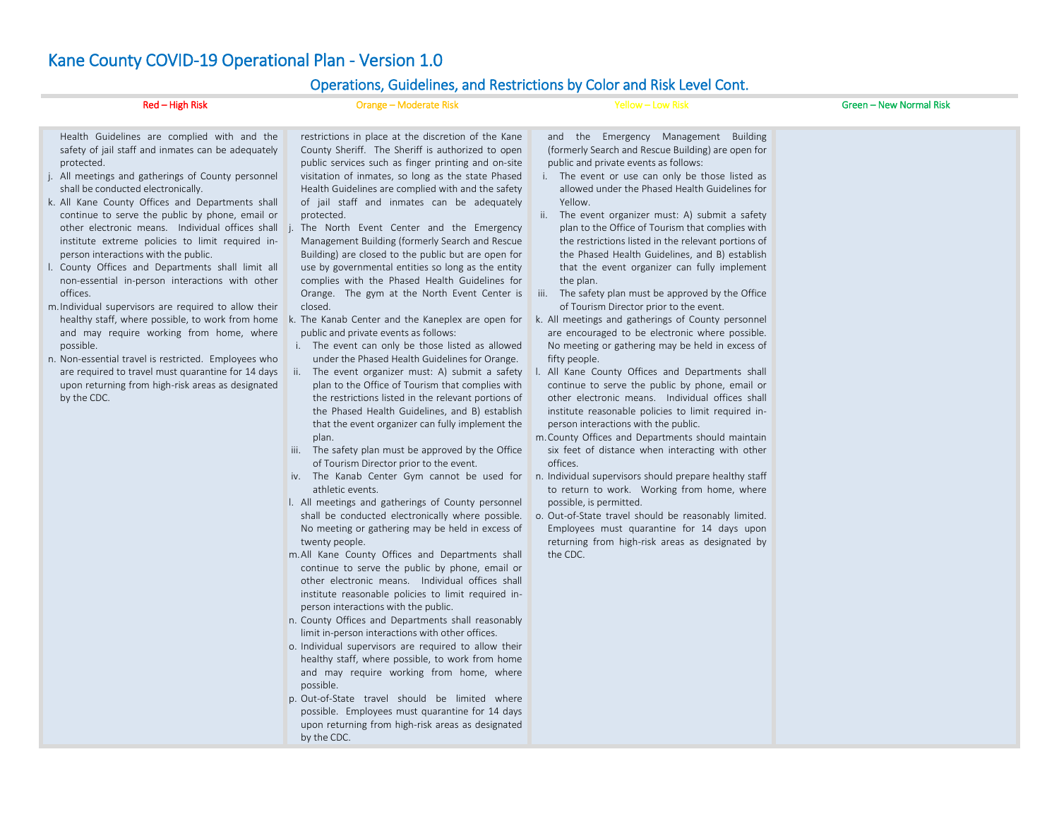# Kane County COVID-19 Operational Plan - Version 1.0

## Operations, Guidelines, and Restrictions by Color and Risk Level Cont.

| Red – High Risk | Orange – Moderate Risk | Yellow – Low Risk | Green – New Normal Risk |
|---|---|---|---|
| Health Guidelines are complied with and the safety of jail staff and inmates can be adequately protected.<br>j. All meetings and gatherings of County personnel shall be conducted electronically.<br>k. All Kane County Offices and Departments shall continue to serve the public by phone, email or other electronic means. Individual offices shall institute extreme policies to limit required in-person interactions with the public.<br>l. County Offices and Departments shall limit all non-essential in-person interactions with other offices.<br>m. Individual supervisors are required to allow their healthy staff, where possible, to work from home and may require working from home, where possible.<br>n. Non-essential travel is restricted. Employees who are required to travel must quarantine for 14 days upon returning from high-risk areas as designated by the CDC. | restrictions in place at the discretion of the Kane County Sheriff. The Sheriff is authorized to open public services such as finger printing and on-site visitation of inmates, so long as the state Phased Health Guidelines are complied with and the safety of jail staff and inmates can be adequately protected.<br>j. The North Event Center and the Emergency Management Building (formerly Search and Rescue Building) are closed to the public but are open for use by governmental entities so long as the entity complies with the Phased Health Guidelines for Orange. The gym at the North Event Center is closed.<br>k. The Kanab Center and the Kaneplex are open for public and private events as follows:<br>i. The event can only be those listed as allowed under the Phased Health Guidelines for Orange.<br>ii. The event organizer must: A) submit a safety plan to the Office of Tourism that complies with the restrictions listed in the relevant portions of the Phased Health Guidelines, and B) establish that the event organizer can fully implement the plan.<br>iii. The safety plan must be approved by the Office of Tourism Director prior to the event.<br>iv. The Kanab Center Gym cannot be used for athletic events.<br>l. All meetings and gatherings of County personnel shall be conducted electronically where possible. No meeting or gathering may be held in excess of twenty people.<br>m. All Kane County Offices and Departments shall continue to serve the public by phone, email or other electronic means. Individual offices shall institute reasonable policies to limit required in-person interactions with the public.<br>n. County Offices and Departments shall reasonably limit in-person interactions with other offices.<br>o. Individual supervisors are required to allow their healthy staff, where possible, to work from home and may require working from home, where possible.<br>p. Out-of-State travel should be limited where possible. Employees must quarantine for 14 days upon returning from high-risk areas as designated by the CDC. | and the Emergency Management Building (formerly Search and Rescue Building) are open for public and private events as follows:<br>i. The event or use can only be those listed as allowed under the Phased Health Guidelines for Yellow.<br>ii. The event organizer must: A) submit a safety plan to the Office of Tourism that complies with the restrictions listed in the relevant portions of the Phased Health Guidelines, and B) establish that the event organizer can fully implement the plan.<br>iii. The safety plan must be approved by the Office of Tourism Director prior to the event.<br>k. All meetings and gatherings of County personnel are encouraged to be electronic where possible. No meeting or gathering may be held in excess of fifty people.<br>l. All Kane County Offices and Departments shall continue to serve the public by phone, email or other electronic means. Individual offices shall institute reasonable policies to limit required in-person interactions with the public.<br>m. County Offices and Departments should maintain six feet of distance when interacting with other offices.<br>n. Individual supervisors should prepare healthy staff to return to work. Working from home, where possible, is permitted.<br>o. Out-of-State travel should be reasonably limited. Employees must quarantine for 14 days upon returning from high-risk areas as designated by the CDC. | |